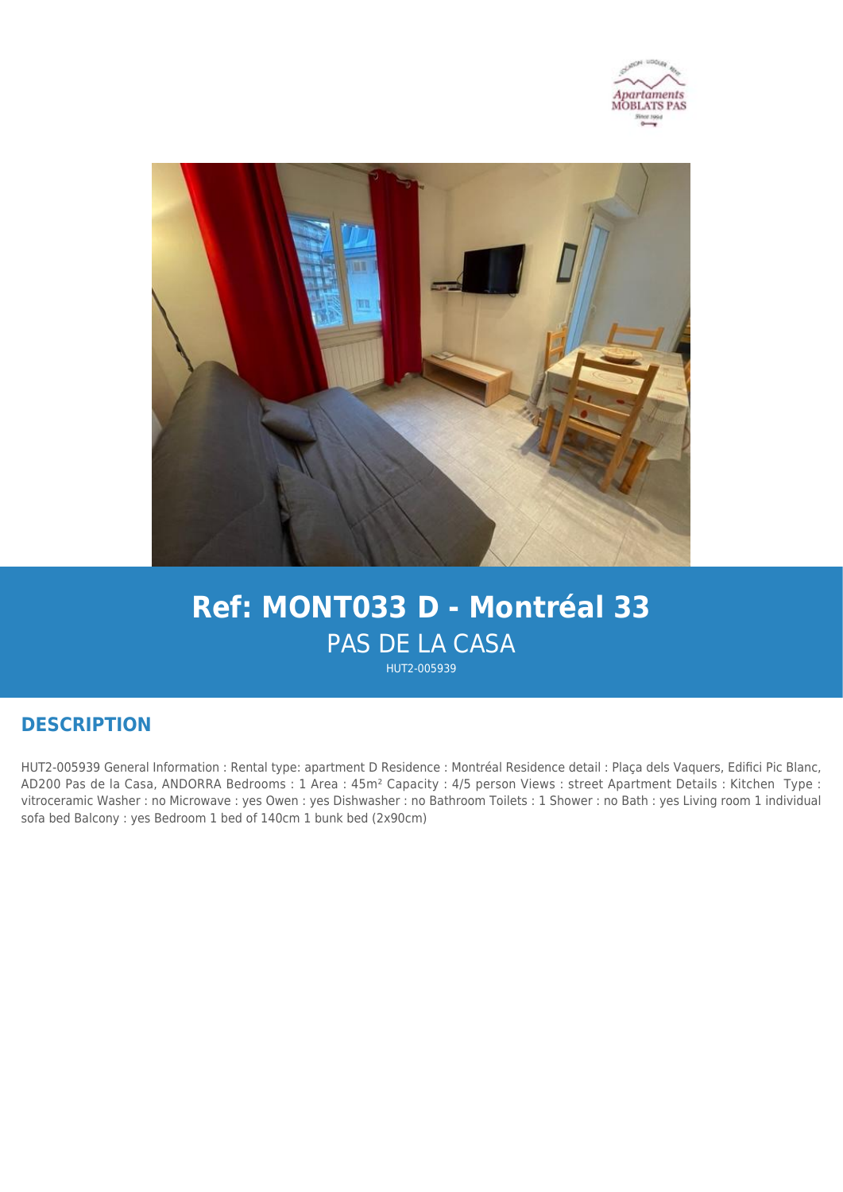# Ref: MONT033 D - Montréal 33

PAS DE LA CASA

HUT2-005939

## DESCRIPTION

HUT2-005939 General Information : Rental type: apartment D Residence : Montréal Residence detail : Plaça dels Vaquers, Edifici Pic Blanc, AD200 Pas de la Casa, ANDORRA Bedrooms : 1 Area : 45m² Capacity : 4/5 person Views : street Apartment Details : Kitchen Type : vitroceramic Washer : no Microwave : yes Owen : yes Dishwasher : no Bathroom Toilets : 1 Shower : no Bath : yes Living room 1 individual sofa bed Balcony : yes Bedroom 1 bed of 140cm 1 bunk bed (2x90cm)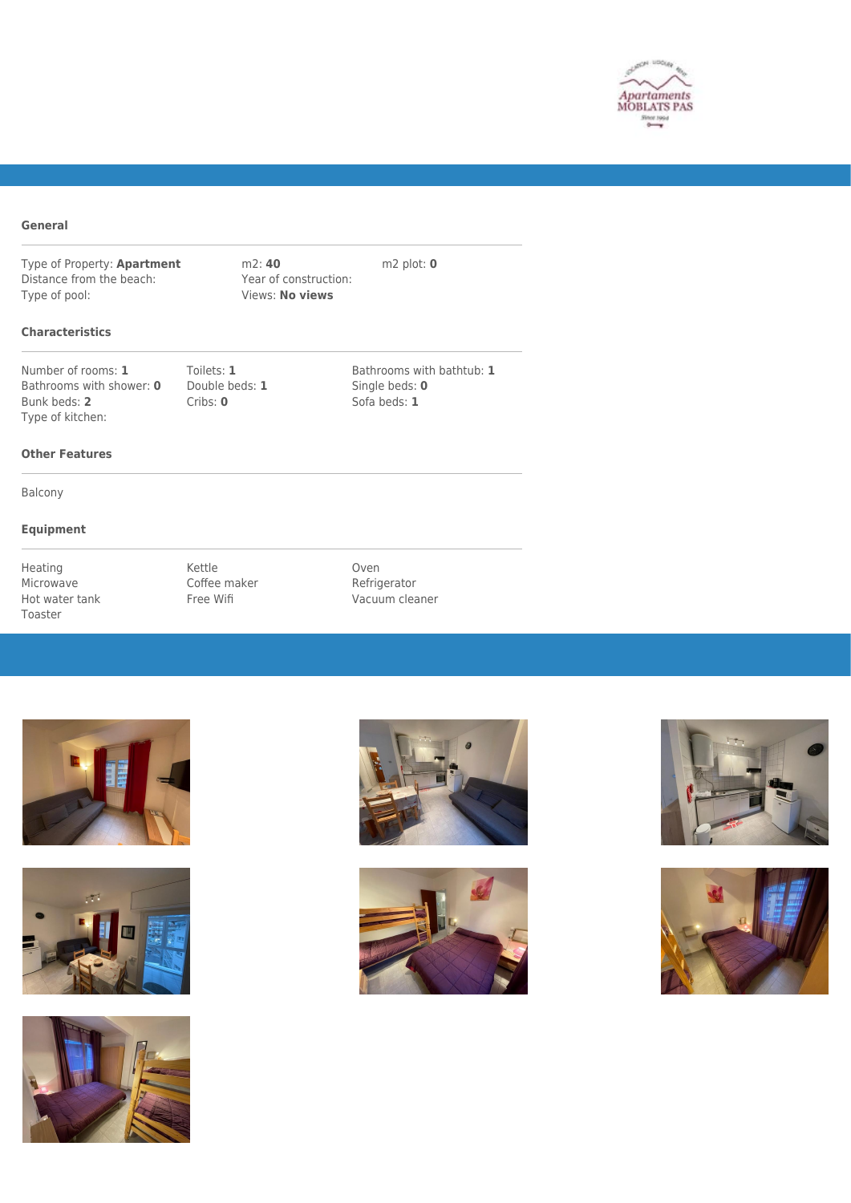## General

Type of Property: **Apartment**
m2: **40**
m2 plot: **0**
Distance from the beach:
Year of construction:
Type of pool:
Views: **No views**

## Characteristics

Number of rooms: **1**
Toilets: **1**
Bathrooms with bathtub: **1**
Bathrooms with shower: **0**
Double beds: **1**
Single beds: **0**
Bunk beds: **2**
Cribs: **0**
Sofa beds: **1**
Type of kitchen:

## Other Features

Balcony

## Equipment

- Heating
- Kettle
- Oven
- Microwave
- Coffee maker
- Refrigerator
- Hot water tank
- Free Wifi
- Vacuum cleaner
- Toaster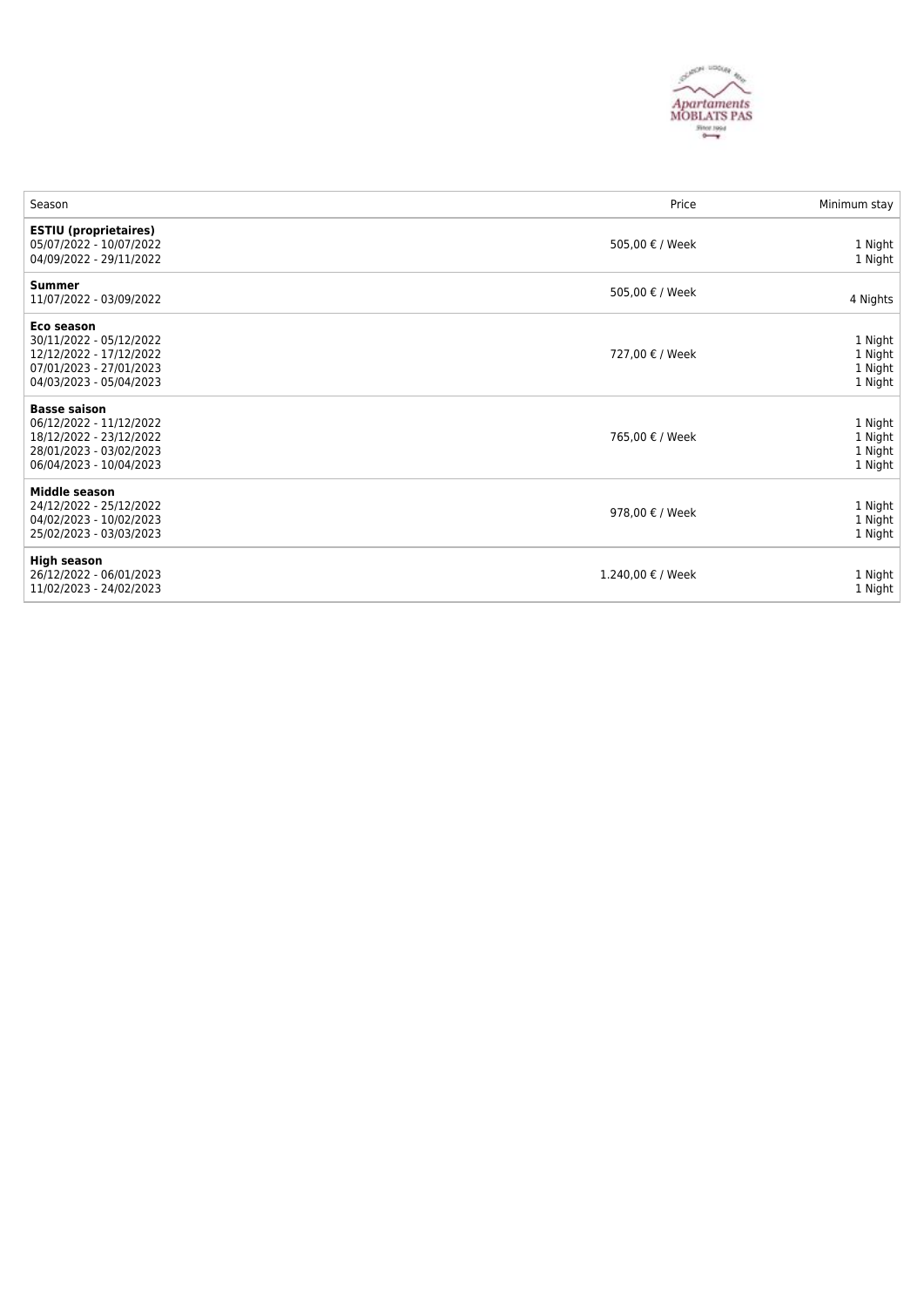| Season | Price | Minimum stay |
|---|---|---|
| **ESTIU (proprietaires)**<br>05/07/2022 - 10/07/2022<br>04/09/2022 - 29/11/2022 | 505,00 € / Week | 1 Night<br>1 Night |
| **Summer**<br>11/07/2022 - 03/09/2022 | 505,00 € / Week | 4 Nights |
| **Eco season**<br>30/11/2022 - 05/12/2022<br>12/12/2022 - 17/12/2022<br>07/01/2023 - 27/01/2023<br>04/03/2023 - 05/04/2023 | 727,00 € / Week | 1 Night<br>1 Night<br>1 Night<br>1 Night |
| **Basse saison**<br>06/12/2022 - 11/12/2022<br>18/12/2022 - 23/12/2022<br>28/01/2023 - 03/02/2023<br>06/04/2023 - 10/04/2023 | 765,00 € / Week | 1 Night<br>1 Night<br>1 Night<br>1 Night |
| **Middle season**<br>24/12/2022 - 25/12/2022<br>04/02/2023 - 10/02/2023<br>25/02/2023 - 03/03/2023 | 978,00 € / Week | 1 Night<br>1 Night<br>1 Night |
| **High season**<br>26/12/2022 - 06/01/2023<br>11/02/2023 - 24/02/2023 | 1.240,00 € / Week | 1 Night<br>1 Night |